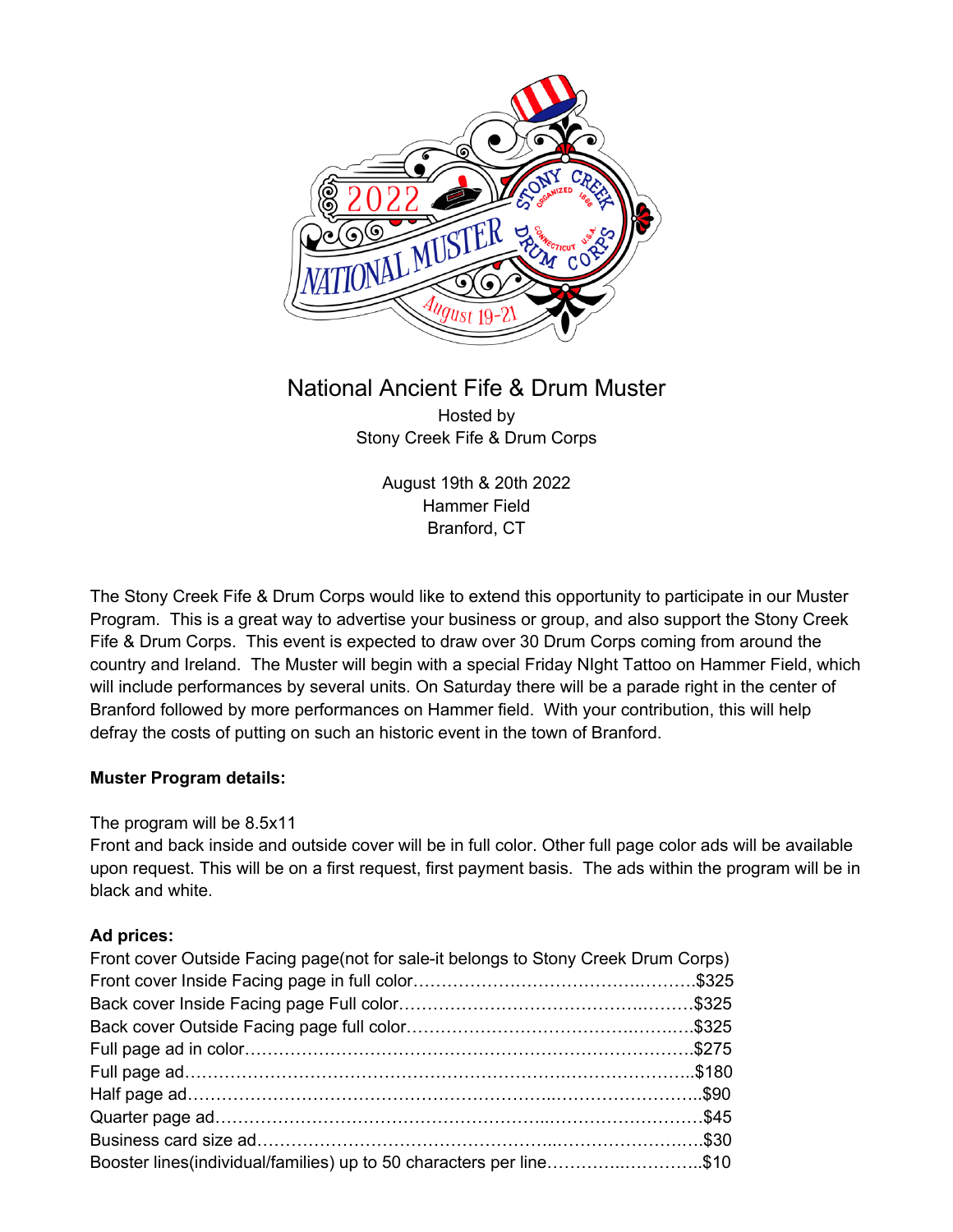# National Ancient Fife & Drum Muster

Hosted by
Stony Creek Fife & Drum Corps

August 19th & 20th 2022
Hammer Field
Branford, CT

The Stony Creek Fife & Drum Corps would like to extend this opportunity to participate in our Muster Program. This is a great way to advertise your business or group, and also support the Stony Creek Fife & Drum Corps. This event is expected to draw over 30 Drum Corps coming from around the country and Ireland. The Muster will begin with a special Friday NIght Tattoo on Hammer Field, which will include performances by several units. On Saturday there will be a parade right in the center of Branford followed by more performances on Hammer field. With your contribution, this will help defray the costs of putting on such an historic event in the town of Branford.

**Muster Program details:**

The program will be 8.5x11
Front and back inside and outside cover will be in full color. Other full page color ads will be available upon request. This will be on a first request, first payment basis. The ads within the program will be in black and white.

**Ad prices:**

Front cover Outside Facing page(not for sale-it belongs to Stony Creek Drum Corps)
Front cover Inside Facing page in full color……………………………………………$325
Back cover Inside Facing page Full color………………………………………………$325
Back cover Outside Facing page full color………………………………………………$325
Full page ad in color……………………………………………………………………$275
Full page ad……………………………………………………………………………$180
Half page ad……………………………………………………………………………$90
Quarter page ad…………………………………………………………………………$45
Business card size ad……………………………………………………………………$30
Booster lines(individual/families) up to 50 characters per line…………………………$10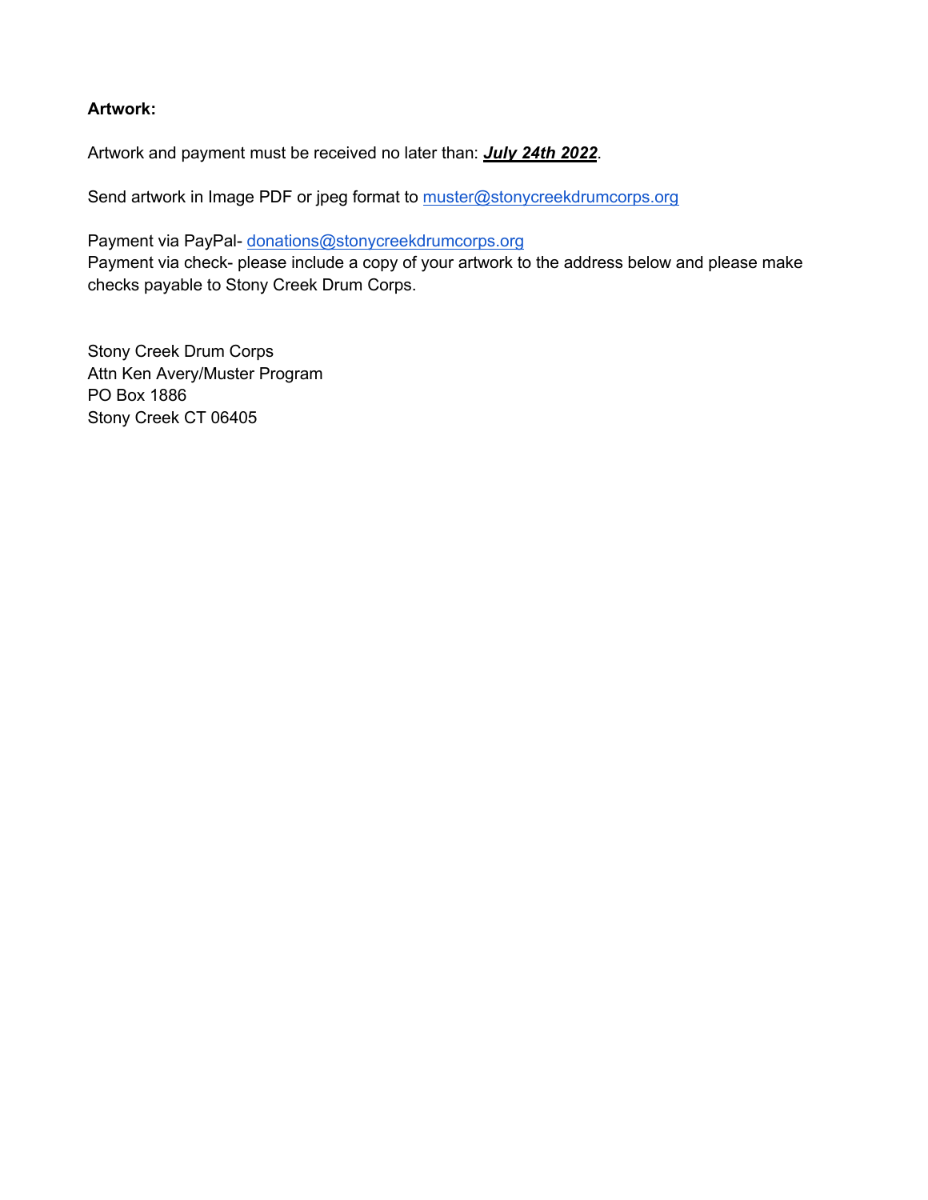**Artwork:**

Artwork and payment must be received no later than: ***July 24th 2022***.

Send artwork in Image PDF or jpeg format to muster@stonycreekdrumcorps.org

Payment via PayPal- donations@stonycreekdrumcorps.org
Payment via check- please include a copy of your artwork to the address below and please make checks payable to Stony Creek Drum Corps.

Stony Creek Drum Corps
Attn Ken Avery/Muster Program
PO Box 1886
Stony Creek CT 06405